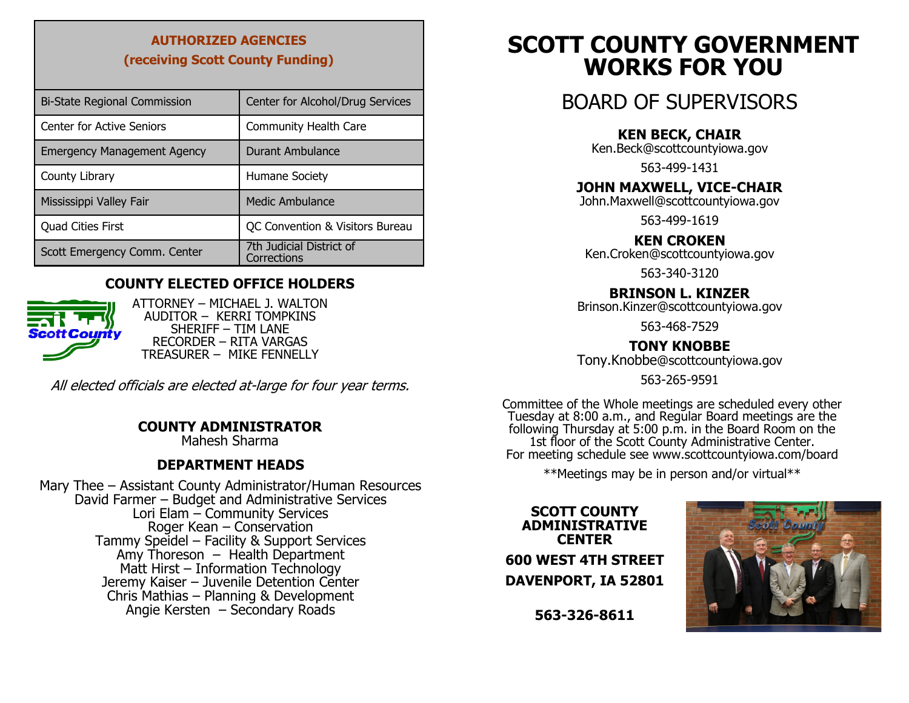## AUTHORIZED AGENCIES
## (receiving Scott County Funding)

| | |
|---|---|
| Bi-State Regional Commission | Center for Alcohol/Drug Services |
| Center for Active Seniors | Community Health Care |
| Emergency Management Agency | Durant Ambulance |
| County Library | Humane Society |
| Mississippi Valley Fair | Medic Ambulance |
| Quad Cities First | QC Convention & Visitors Bureau |
| Scott Emergency Comm. Center | 7th Judicial District of Corrections |

### COUNTY ELECTED OFFICE HOLDERS

ATTORNEY – MICHAEL J. WALTON
AUDITOR – KERRI TOMPKINS
SHERIFF – TIM LANE
RECORDER – RITA VARGAS
TREASURER – MIKE FENNELLY

*All elected officials are elected at-large for four year terms.*

### COUNTY ADMINISTRATOR

Mahesh Sharma

### DEPARTMENT HEADS

Mary Thee – Assistant County Administrator/Human Resources
David Farmer – Budget and Administrative Services
Lori Elam – Community Services
Roger Kean – Conservation
Tammy Speidel – Facility & Support Services
Amy Thoreson – Health Department
Matt Hirst – Information Technology
Jeremy Kaiser – Juvenile Detention Center
Chris Mathias – Planning & Development
Angie Kersten – Secondary Roads

# SCOTT COUNTY GOVERNMENT WORKS FOR YOU

## BOARD OF SUPERVISORS

**KEN BECK, CHAIR**
Ken.Beck@scottcountyiowa.gov
563-499-1431

**JOHN MAXWELL, VICE-CHAIR**
John.Maxwell@scottcountyiowa.gov
563-499-1619

**KEN CROKEN**
Ken.Croken@scottcountyiowa.gov
563-340-3120

**BRINSON L. KINZER**
Brinson.Kinzer@scottcountyiowa.gov
563-468-7529

**TONY KNOBBE**
Tony.Knobbe@scottcountyiowa.gov
563-265-9591

Committee of the Whole meetings are scheduled every other Tuesday at 8:00 a.m., and Regular Board meetings are the following Thursday at 5:00 p.m. in the Board Room on the 1st floor of the Scott County Administrative Center.
For meeting schedule see www.scottcountyiowa.com/board

**Meetings may be in person and/or virtual**

**SCOTT COUNTY ADMINISTRATIVE CENTER**

**600 WEST 4TH STREET**

**DAVENPORT, IA 52801**

**563-326-8611**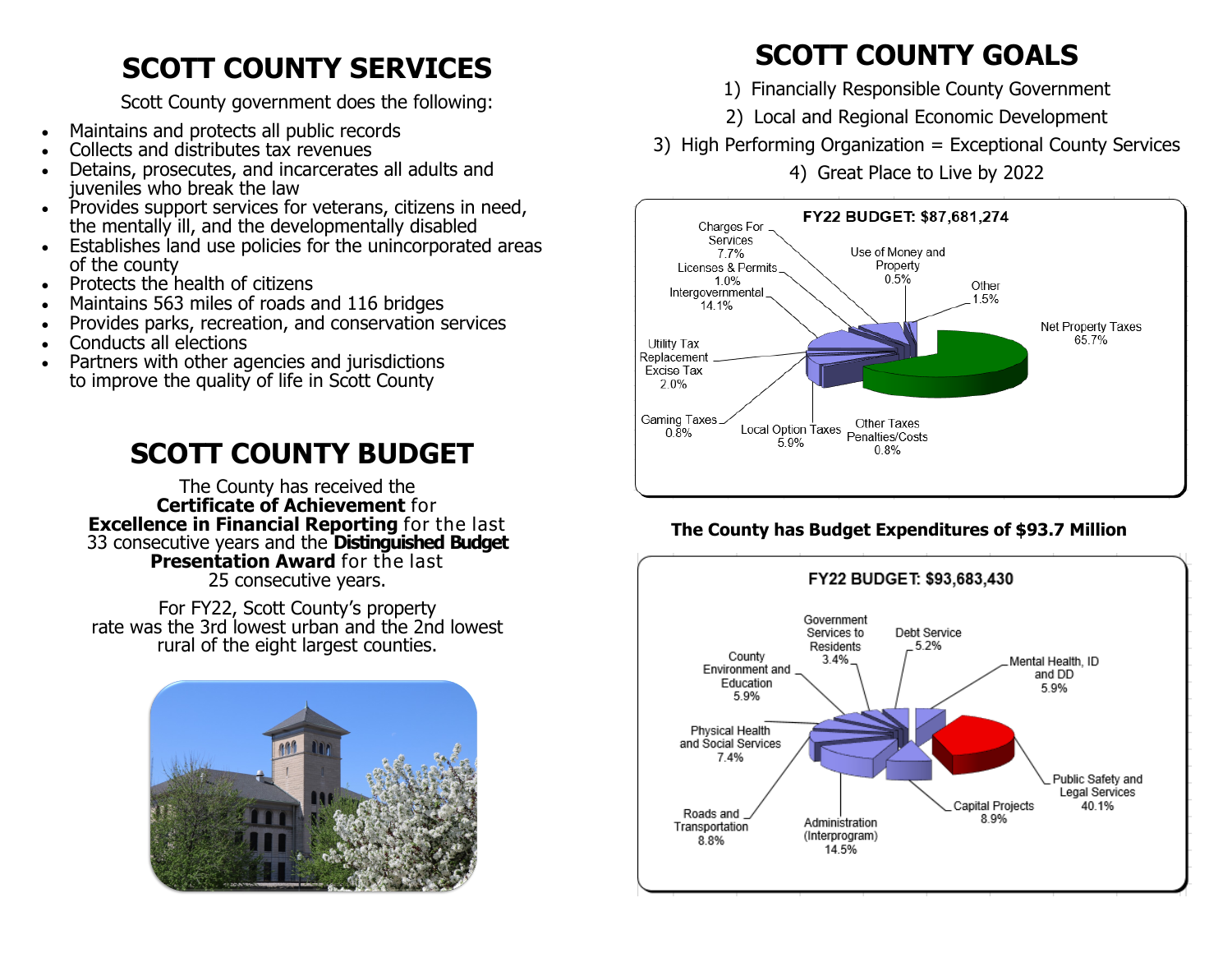# SCOTT COUNTY SERVICES

Scott County government does the following:

- Maintains and protects all public records
- Collects and distributes tax revenues
- Detains, prosecutes, and incarcerates all adults and juveniles who break the law
- Provides support services for veterans, citizens in need, the mentally ill, and the developmentally disabled
- Establishes land use policies for the unincorporated areas of the county
- Protects the health of citizens
- Maintains 563 miles of roads and 116 bridges
- Provides parks, recreation, and conservation services
- Conducts all elections
- Partners with other agencies and jurisdictions to improve the quality of life in Scott County

# SCOTT COUNTY BUDGET

The County has received the **Certificate of Achievement** for **Excellence in Financial Reporting** for the last 33 consecutive years and the **Distinguished Budget Presentation Award** for the last 25 consecutive years.

For FY22, Scott County's property rate was the 3rd lowest urban and the 2nd lowest rural of the eight largest counties.

# SCOTT COUNTY GOALS

1) Financially Responsible County Government
2) Local and Regional Economic Development
3) High Performing Organization = Exceptional County Services
4) Great Place to Live by 2022

FY22 BUDGET: $87,681,274

Charges For Services 7.7%
Licenses & Permits 1.0%
Intergovernmental 14.1%
Use of Money and Property 0.5%
Other 1.5%
Net Property Taxes 65.7%
Utility Tax Replacement Excise Tax 2.0%
Gaming Taxes 0.8%
Local Option Taxes 5.9%
Other Taxes Penalties/Costs 0.8%

**The County has Budget Expenditures of $93.7 Million**

FY22 BUDGET: $93,683,430

Government Services to Residents 3.4%
Debt Service 5.2%
County Environment and Education 5.9%
Mental Health, ID and DD 5.9%
Physical Health and Social Services 7.4%
Public Safety and Legal Services 40.1%
Capital Projects 8.9%
Roads and Transportation 8.8%
Administration (Interprogram) 14.5%